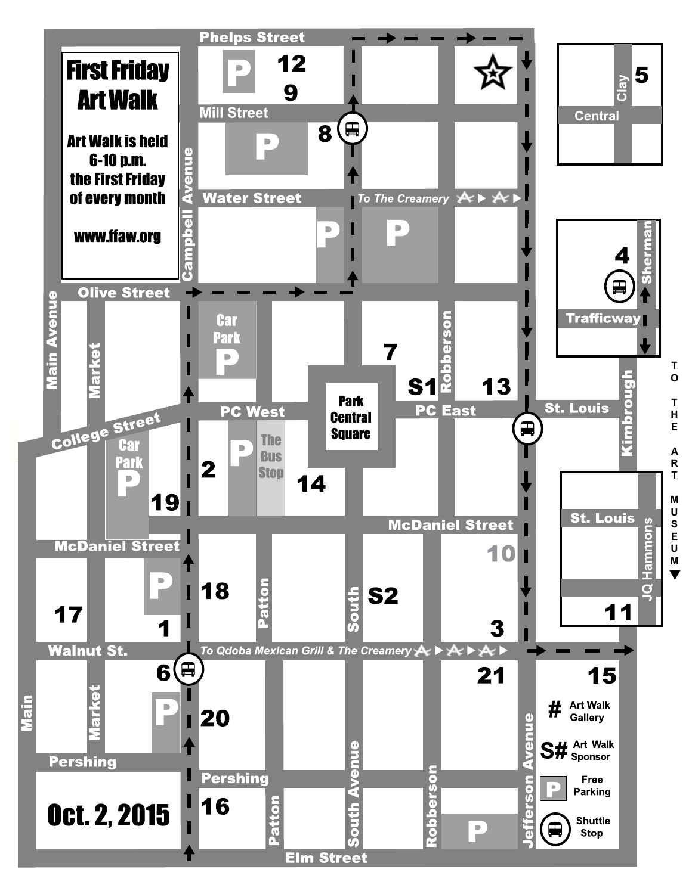# First Friday Art Walk

Art Walk is held 6-10 p.m. the First Friday of every month

www.ffaw.org

**Oct. 2, 2015**

Phelps Street

Mill Street

Water Street

Olive Street

College Street

PC West

PC East

St. Louis

McDaniel Street

Walnut St.

Pershing

Elm Street

Campbell Avenue

Main Avenue

Market

Main

Patton

South

South Avenue

Robberson

Jefferson Avenue

Kimbrough

Clay

Central

Sherman

Trafficway

JQ Hammons

Park Central Square

Car Park

The Bus Stop

To The Creamery

To Qdoba Mexican Grill & The Creamery

TO THE ART MUSEUM

12, 9, 8, 7, S1, 13, 5, 4, 2, 14, 19, 18, 17, 1, S2, 10, 3, 11, 6, 20, 21, 15, 16

| Symbol | Meaning |
| --- | --- |
| # | Art Walk Gallery |
| S# | Art Walk Sponsor |
| P | Free Parking |
| (bus icon) | Shuttle Stop |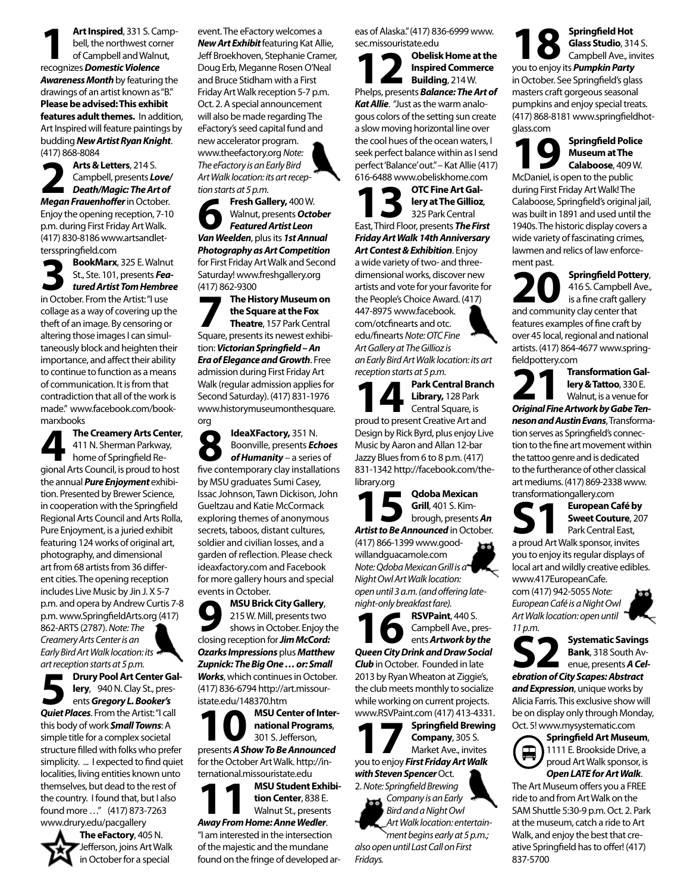**1** **Art Inspired**, 331 S. Campbell, the northwest corner of Campbell and Walnut, recognizes ***Domestic Violence Awareness Month*** by featuring the drawings of an artist known as "B." **Please be advised: This exhibit features adult themes.** In addition, Art Inspired will feature paintings by budding ***New Artist Ryan Knight***. (417) 868-8084

**2** **Arts & Letters**, 214 S. Campbell, presents ***Love/Death/Magic: The Art of Megan Frauenhoffer*** in October. Enjoy the opening reception, 7-10 p.m. during First Friday Art Walk. (417) 830-8186 www.artsandlettersspringfield.com

**3** **BookMarx**, 325 E. Walnut St., Ste. 101, presents ***Featured Artist Tom Hembree*** in October. From the Artist: "I use collage as a way of covering up the theft of an image. By censoring or altering those images I can simultaneously block and heighten their importance, and affect their ability to continue to function as a means of communication. It is from that contradiction that all of the work is made." www.facebook.com/bookmarxbooks

**4** **The Creamery Arts Center**, 411 N. Sherman Parkway, home of Springfield Regional Arts Council, is proud to host the annual ***Pure Enjoyment*** exhibition. Presented by Brewer Science, in cooperation with the Springfield Regional Arts Council and Arts Rolla, Pure Enjoyment, is a juried exhibit featuring 124 works of original art, photography, and dimensional art from 68 artists from 36 different cities. The opening reception includes Live Music by Jin J. X 5-7 p.m. and opera by Andrew Curtis 7-8 p.m. www.SpringfieldArts.org (417) 862-ARTS (2787). *Note: The Creamery Arts Center is an Early Bird Art Walk location: its art reception starts at 5 p.m.*

**5** **Drury Pool Art Center Gallery**, 940 N. Clay St., presents ***Gregory L. Booker's Quiet Places***. From the Artist: "I call this body of work ***Small Towns***: A simple title for a complex societal structure filled with folks who prefer simplicity. ... I expected to find quiet localities, living entities known unto themselves, but dead to the rest of the country. I found that, but I also found more …" (417) 873-7263 www.drury.edu/pacgallery

**The eFactory**, 405 N. Jefferson, joins Art Walk in October for a special event. The eFactory welcomes a ***New Art Exhibit*** featuring Kat Allie, Jeff Broekhoven, Stephanie Cramer, Doug Erb, Meganne Rosen O'Neal and Bruce Stidham with a First Friday Art Walk reception 5-7 p.m. Oct. 2. A special announcement will also be made regarding The eFactory's seed capital fund and new accelerator program. www.theefactory.org *Note: The eFactory is an Early Bird Art Walk location: its art reception starts at 5 p.m.*

**6** **Fresh Gallery,** 400 W. Walnut, presents ***October Featured Artist Leon Van Weelden***, plus its ***1st Annual Photography as Art Competition*** for First Friday Art Walk and Second Saturday! www.freshgallery.org (417) 862-9300

**7** **The History Museum on the Square at the Fox Theatre**, 157 Park Central Square, presents its newest exhibition: ***Victorian Springfield – An Era of Elegance and Growth***. Free admission during First Friday Art Walk (regular admission applies for Second Saturday). (417) 831-1976 www.historymuseumonthesquare.org

**8** **IdeaXFactory,** 351 N. Boonville, presents ***Echoes of Humanity*** – a series of five contemporary clay installations by MSU graduates Sumi Casey, Issac Johnson, Tawn Dickison, John Gueltzau and Katie McCormack exploring themes of anonymous secrets, taboos, distant cultures, soldier and civilian losses, and a garden of reflection. Please check ideaxfactory.com and Facebook for more gallery hours and special events in October.

**9** **MSU Brick City Gallery**, 215 W. Mill, presents two shows in October. Enjoy the closing reception for ***Jim McCord: Ozarks Impressions*** plus ***Matthew Zupnick: The Big One … or: Small Works***, which continues in October. (417) 836-6794 http://art.missouristate.edu/148370.htm

**10** **MSU Center of International Programs**, 301 S. Jefferson, presents ***A Show To Be Announced*** for the October Art Walk. http://international.missouristate.edu

**11** **MSU Student Exhibition Center**, 838 E. Walnut St., presents ***Away From Home: Anne Wedler***. "I am interested in the intersection of the majestic and the mundane found on the fringe of developed areas of Alaska." (417) 836-6999 www.sec.missouristate.edu

**12** **Obelisk Home at the Inspired Commerce Building**, 214 W. Phelps, presents ***Balance: The Art of Kat Allie***. "Just as the warm analogous colors of the setting sun create a slow moving horizontal line over the cool hues of the ocean waters, I seek perfect balance within as I send perfect 'Balance' out." – Kat Allie (417) 616-6488 www.obeliskhome.com

**13** **OTC Fine Art Gallery at The Gillioz**, 325 Park Central East, Third Floor, presents ***The First Friday Art Walk 14th Anniversary Art Contest & Exhibition***. Enjoy a wide variety of two- and three-dimensional works, discover new artists and vote for your favorite for the People's Choice Award. (417) 447-8975 www.facebook.com/otcfinearts and otc.edu/finearts *Note: OTC Fine Art Gallery at The Gillioz is an Early Bird Art Walk location: its art reception starts at 5 p.m.*

**14** **Park Central Branch Library,** 128 Park Central Square, is proud to present Creative Art and Design by Rick Byrd, plus enjoy Live Music by Aaron and Allan 12-bar Jazzy Blues from 6 to 8 p.m. (417) 831-1342 http://facebook.com/thelibrary.org

**15** **Qdoba Mexican Grill**, 401 S. Kimbrough, presents ***An Artist to Be Announced*** in October. (417) 866-1399 www.goodwillandguacamole.com *Note: Qdoba Mexican Grill is a Night Owl Art Walk location: open until 3 a.m. (and offering late-night-only breakfast fare).*

**16** **RSVPaint**, 440 S. Campbell Ave., presents ***Artwork by the Queen City Drink and Draw Social Club*** in October. Founded in late 2013 by Ryan Wheaton at Ziggie's, the club meets monthly to socialize while working on current projects. www.RSVPaint.com (417) 413-4331.

**17** **Springfield Brewing Company**, 305 S. Market Ave., invites you to enjoy ***First Friday Art Walk with Steven Spencer*** Oct. 2. *Note: Springfield Brewing Company is an Early Bird and a Night Owl Art Walk location: entertainment begins early at 5 p.m.; also open until Last Call on First Fridays.*

**18** **Springfield Hot Glass Studio**, 314 S. Campbell Ave., invites you to enjoy its ***Pumpkin Party*** in October. See Springfield's glass masters craft gorgeous seasonal pumpkins and enjoy special treats. (417) 868-8181 www.springfieldhotglass.com

**19** **Springfield Police Museum at The Calaboose**, 409 W. McDaniel, is open to the public during First Friday Art Walk! The Calaboose, Springfield's original jail, was built in 1891 and used until the 1940s. The historic display covers a wide variety of fascinating crimes, lawmen and relics of law enforcement past.

**20** **Springfield Pottery**, 416 S. Campbell Ave., is a fine craft gallery and community clay center that features examples of fine craft by over 45 local, regional and national artists. (417) 864-4677 www.springfieldpottery.com

**21** **Transformation Gallery & Tattoo**, 330 E. Walnut, is a venue for ***Original Fine Artwork by Gabe Tenneson and Austin Evans***, Transformation serves as Springfield's connection to the fine art movement within the tattoo genre and is dedicated to the furtherance of other classical art mediums. (417) 869-2338 www.transformationgallery.com

**S1** **European Café by Sweet Couture**, 207 Park Central East, a proud Art Walk sponsor, invites you to enjoy its regular displays of local art and wildly creative edibles. www.417EuropeanCafe.com (417) 942-5055 *Note: European Café is a Night Owl Art Walk location: open until 11 p.m.*

**S2** **Systematic Savings Bank**, 318 South Avenue, presents ***A Celebration of City Scapes: Abstract and Expression***, unique works by Alicia Farris. This exclusive show will be on display only through Monday, Oct. 5! www.mysystematic.com

**Springfield Art Museum**, 1111 E. Brookside Drive, a proud Art Walk sponsor, is ***Open LATE for Art Walk***. The Art Museum offers you a FREE ride to and from Art Walk on the SAM Shuttle 5:30-9 p.m. Oct. 2. Park at the museum, catch a ride to Art Walk, and enjoy the best that creative Springfield has to offer! (417) 837-5700